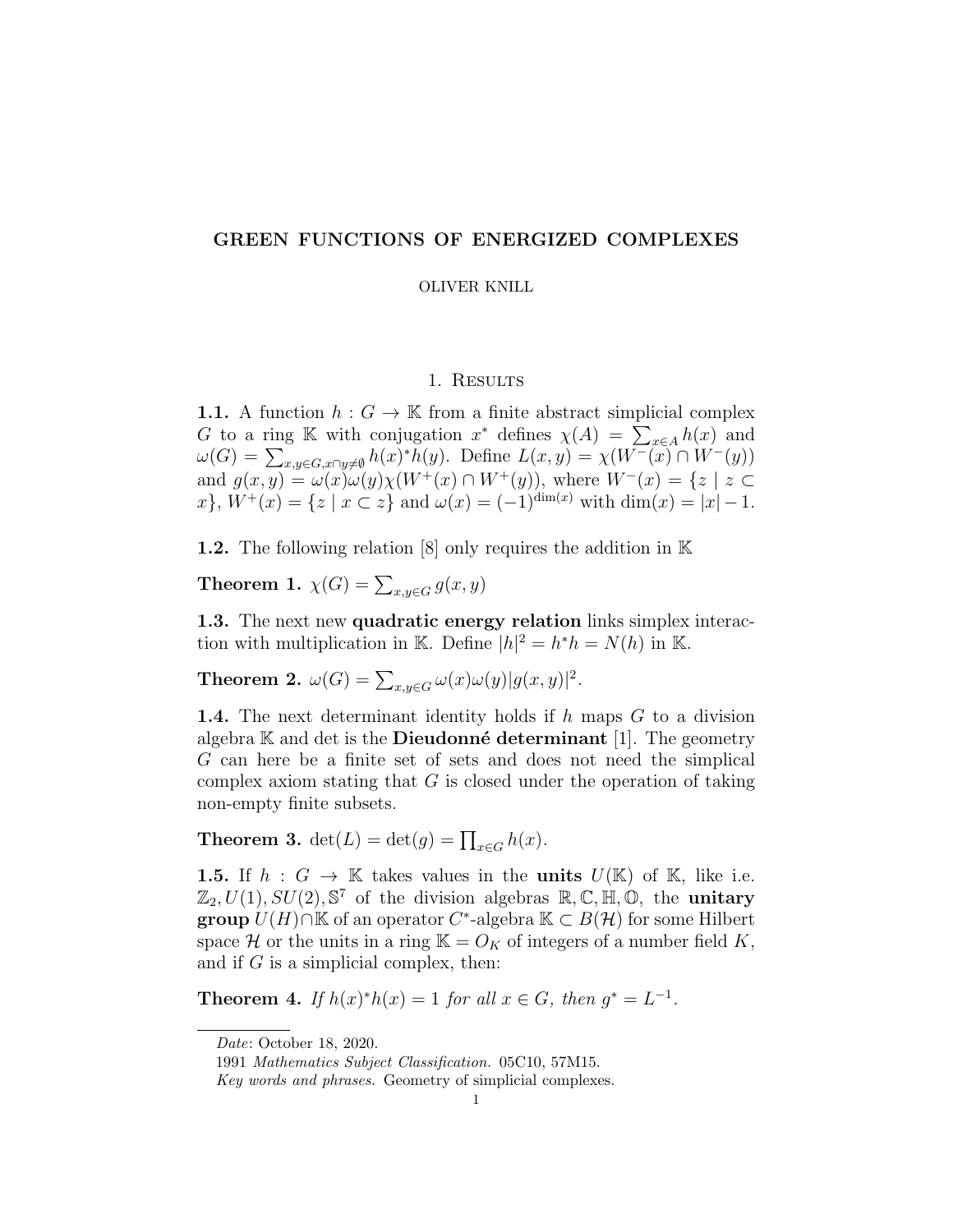# GREEN FUNCTIONS OF ENERGIZED COMPLEXES

OLIVER KNILL

## 1. Results

**1.1.** A function $h : G \to \mathbb{K}$ from a finite abstract simplicial complex $G$ to a ring $\mathbb{K}$ with conjugation $x^*$ defines $\chi(A) = \sum_{x \in A} h(x)$ and $\omega(G) = \sum_{x,y \in G, x \cap y \neq \emptyset} h(x)^* h(y)$. Define $L(x,y) = \chi(W^-(x) \cap W^-(y))$ and $g(x,y) = \omega(x)\omega(y)\chi(W^+(x) \cap W^+(y))$, where $W^-(x) = \{z \mid z \subset x\}$, $W^+(x) = \{z \mid x \subset z\}$ and $\omega(x) = (-1)^{\dim(x)}$ with $\dim(x) = |x| - 1$.

**1.2.** The following relation [8] only requires the addition in $\mathbb{K}$

**Theorem 1.** $\chi(G) = \sum_{x,y \in G} g(x,y)$

**1.3.** The next new **quadratic energy relation** links simplex interaction with multiplication in $\mathbb{K}$. Define $|h|^2 = h^* h = N(h)$ in $\mathbb{K}$.

**Theorem 2.** $\omega(G) = \sum_{x,y \in G} \omega(x)\omega(y)|g(x,y)|^2$.

**1.4.** The next determinant identity holds if $h$ maps $G$ to a division algebra $\mathbb{K}$ and det is the **Dieudonné determinant** [1]. The geometry $G$ can here be a finite set of sets and does not need the simplical complex axiom stating that $G$ is closed under the operation of taking non-empty finite subsets.

**Theorem 3.** $\det(L) = \det(g) = \prod_{x \in G} h(x)$.

**1.5.** If $h : G \to \mathbb{K}$ takes values in the **units** $U(\mathbb{K})$ of $\mathbb{K}$, like i.e. $\mathbb{Z}_2, U(1), SU(2), \mathbb{S}^7$ of the division algebras $\mathbb{R}, \mathbb{C}, \mathbb{H}, \mathbb{O}$, the **unitary group** $U(H) \cap \mathbb{K}$ of an operator $C^*$-algebra $\mathbb{K} \subset B(\mathcal{H})$ for some Hilbert space $\mathcal{H}$ or the units in a ring $\mathbb{K} = O_K$ of integers of a number field $K$, and if $G$ is a simplicial complex, then:

**Theorem 4.** *If $h(x)^* h(x) = 1$ for all $x \in G$, then $g^* = L^{-1}$.*

---

*Date*: October 18, 2020.

1991 *Mathematics Subject Classification.* 05C10, 57M15.

*Key words and phrases.* Geometry of simplicial complexes.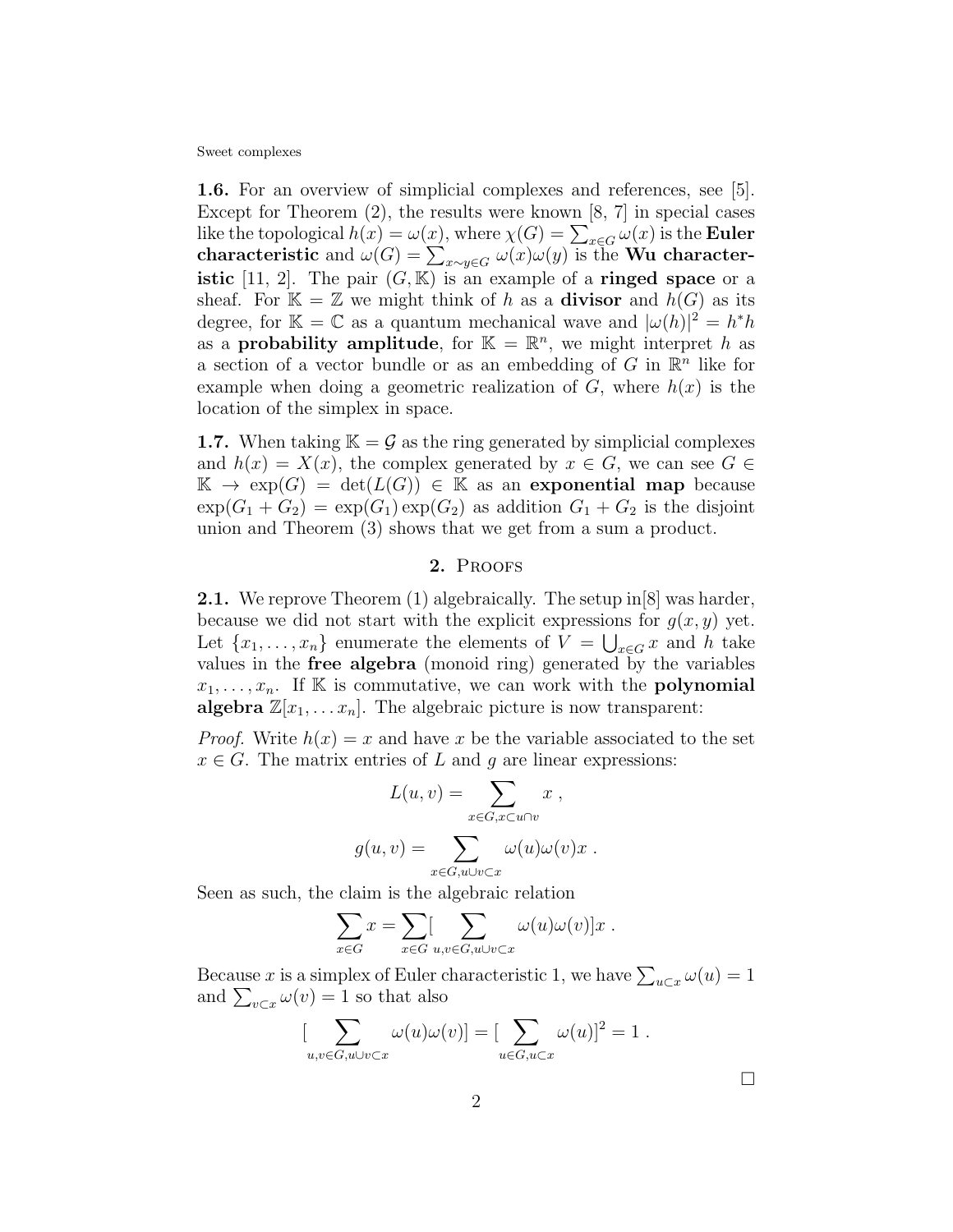**1.6.** For an overview of simplicial complexes and references, see [5]. Except for Theorem (2), the results were known [8, 7] in special cases like the topological $h(x) = \omega(x)$, where $\chi(G) = \sum_{x \in G} \omega(x)$ is the **Euler characteristic** and $\omega(G) = \sum_{x \sim y \in G} \omega(x)\omega(y)$ is the **Wu characteristic** [11, 2]. The pair $(G, \mathbb{K})$ is an example of a **ringed space** or a sheaf. For $\mathbb{K} = \mathbb{Z}$ we might think of $h$ as a **divisor** and $h(G)$ as its degree, for $\mathbb{K} = \mathbb{C}$ as a quantum mechanical wave and $|\omega(h)|^2 = h^* h$ as a **probability amplitude**, for $\mathbb{K} = \mathbb{R}^n$, we might interpret $h$ as a section of a vector bundle or as an embedding of $G$ in $\mathbb{R}^n$ like for example when doing a geometric realization of $G$, where $h(x)$ is the location of the simplex in space.

**1.7.** When taking $\mathbb{K} = \mathcal{G}$ as the ring generated by simplicial complexes and $h(x) = X(x)$, the complex generated by $x \in G$, we can see $G \in \mathbb{K} \to \exp(G) = \det(L(G)) \in \mathbb{K}$ as an **exponential map** because $\exp(G_1 + G_2) = \exp(G_1)\exp(G_2)$ as addition $G_1 + G_2$ is the disjoint union and Theorem (3) shows that we get from a sum a product.

## 2. Proofs

**2.1.** We reprove Theorem (1) algebraically. The setup in[8] was harder, because we did not start with the explicit expressions for $g(x,y)$ yet. Let $\{x_1, \dots, x_n\}$ enumerate the elements of $V = \bigcup_{x \in G} x$ and $h$ take values in the **free algebra** (monoid ring) generated by the variables $x_1, \dots, x_n$. If $\mathbb{K}$ is commutative, we can work with the **polynomial algebra** $\mathbb{Z}[x_1, \dots x_n]$. The algebraic picture is now transparent:

*Proof.* Write $h(x) = x$ and have $x$ be the variable associated to the set $x \in G$. The matrix entries of $L$ and $g$ are linear expressions:

$$L(u,v) = \sum_{x \in G, x \subset u \cap v} x \;,$$

$$g(u,v) = \sum_{x \in G, u \cup v \subset x} \omega(u)\omega(v) x \;.$$

Seen as such, the claim is the algebraic relation

$$\sum_{x \in G} x = \sum_{x \in G} [\sum_{u,v \in G, u \cup v \subset x} \omega(u)\omega(v)] x \;.$$

Because $x$ is a simplex of Euler characteristic 1, we have $\sum_{u \subset x} \omega(u) = 1$ and $\sum_{v \subset x} \omega(v) = 1$ so that also

$$[\sum_{u,v \in G, u \cup v \subset x} \omega(u)\omega(v)] = [\sum_{u \in G, u \subset x} \omega(u)]^2 = 1 \;.$$

□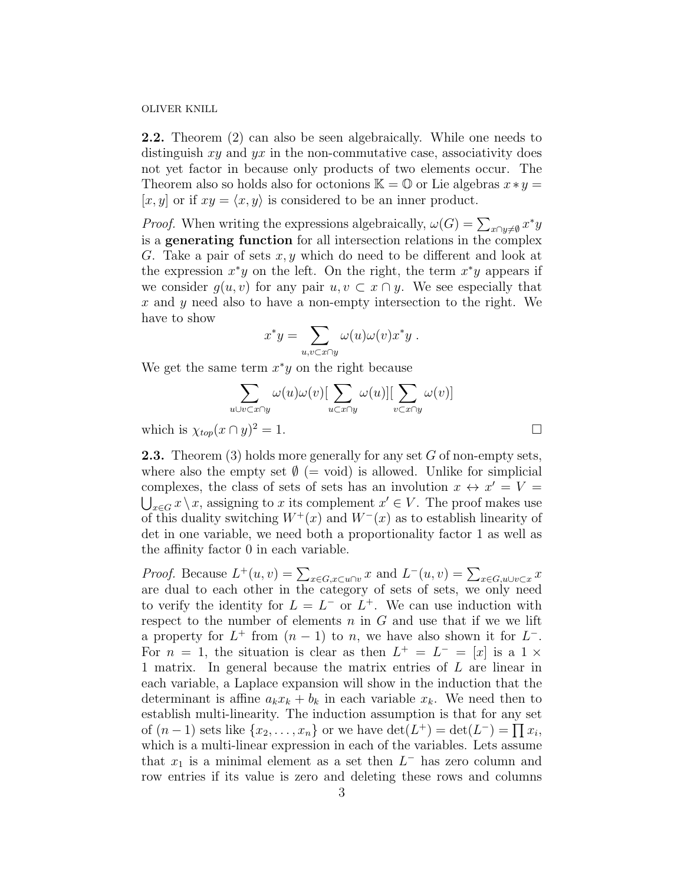**2.2.** Theorem (2) can also be seen algebraically. While one needs to distinguish $xy$ and $yx$ in the non-commutative case, associativity does not yet factor in because only products of two elements occur. The Theorem also so holds also for octonions $\mathbb{K} = \mathbb{O}$ or Lie algebras $x * y = [x, y]$ or if $xy = \langle x, y \rangle$ is considered to be an inner product.

*Proof.* When writing the expressions algebraically, $\omega(G) = \sum_{x \cap y \neq \emptyset} x^* y$ is a **generating function** for all intersection relations in the complex $G$. Take a pair of sets $x, y$ which do need to be different and look at the expression $x^* y$ on the left. On the right, the term $x^* y$ appears if we consider $g(u, v)$ for any pair $u, v \subset x \cap y$. We see especially that $x$ and $y$ need also to have a non-empty intersection to the right. We have to show

$$x^* y = \sum_{u, v \subset x \cap y} \omega(u)\omega(v) x^* y \; .$$

We get the same term $x^* y$ on the right because

$$\sum_{u \cup v \subset x \cap y} \omega(u)\omega(v) [\sum_{u \subset x \cap y} \omega(u)][\sum_{v \subset x \cap y} \omega(v)]$$

which is $\chi_{top}(x \cap y)^2 = 1$. □

**2.3.** Theorem (3) holds more generally for any set $G$ of non-empty sets, where also the empty set $\emptyset$ (= void) is allowed. Unlike for simplicial complexes, the class of sets of sets has an involution $x \leftrightarrow x' = V = \bigcup_{x \in G} x \setminus x$, assigning to $x$ its complement $x' \in V$. The proof makes use of this duality switching $W^+(x)$ and $W^-(x)$ as to establish linearity of det in one variable, we need both a proportionality factor 1 as well as the affinity factor 0 in each variable.

*Proof.* Because $L^+(u, v) = \sum_{x \in G, x \subset u \cap v} x$ and $L^-(u, v) = \sum_{x \in G, u \cup v \subset x} x$ are dual to each other in the category of sets of sets, we only need to verify the identity for $L = L^-$ or $L^+$. We can use induction with respect to the number of elements $n$ in $G$ and use that if we we lift a property for $L^+$ from $(n-1)$ to $n$, we have also shown it for $L^-$. For $n = 1$, the situation is clear as then $L^+ = L^- = [x]$ is a $1 \times 1$ matrix. In general because the matrix entries of $L$ are linear in each variable, a Laplace expansion will show in the induction that the determinant is affine $a_k x_k + b_k$ in each variable $x_k$. We need then to establish multi-linearity. The induction assumption is that for any set of $(n-1)$ sets like $\{x_2, \dots, x_n\}$ or we have $\det(L^+) = \det(L^-) = \prod x_i$, which is a multi-linear expression in each of the variables. Lets assume that $x_1$ is a minimal element as a set then $L^-$ has zero column and row entries if its value is zero and deleting these rows and columns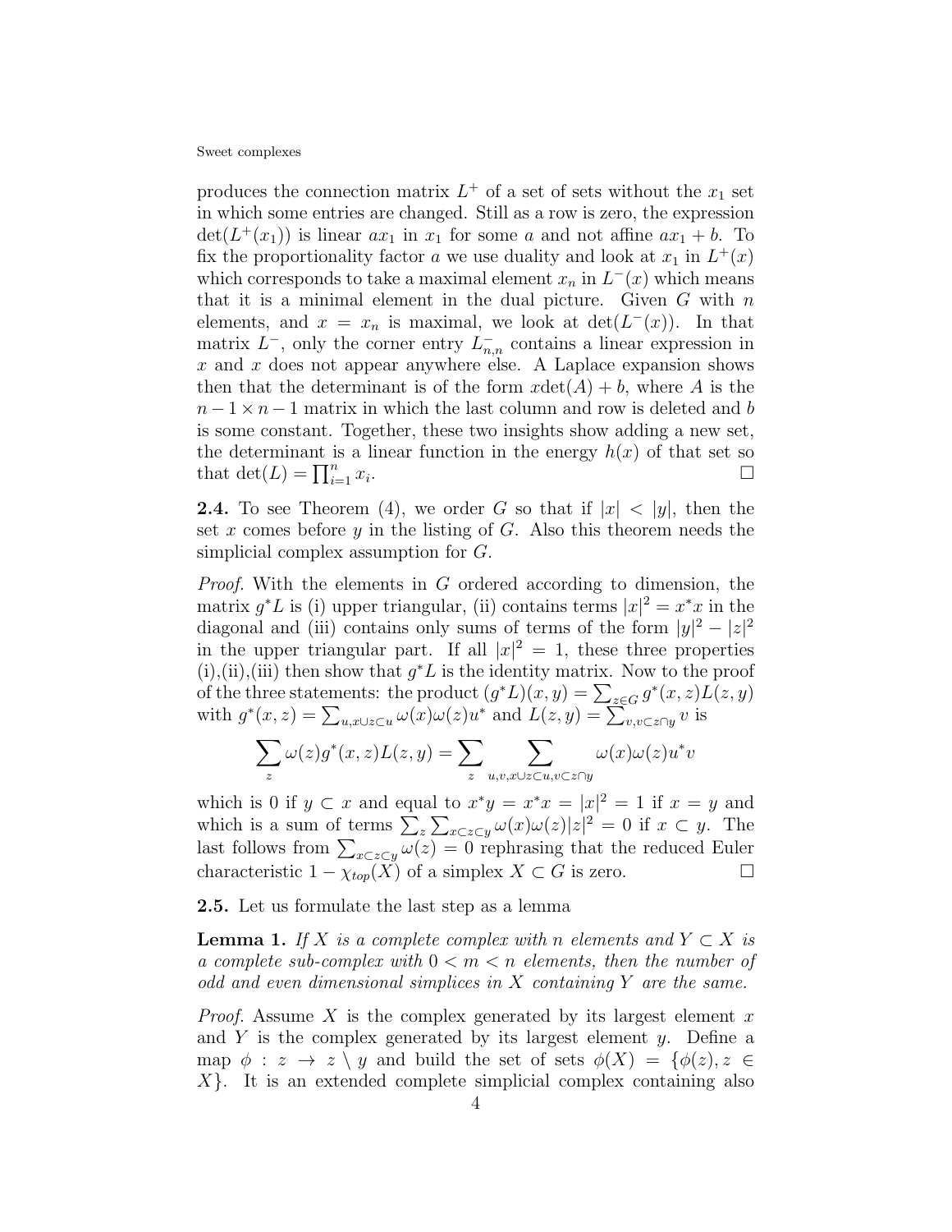produces the connection matrix $L^+$ of a set of sets without the $x_1$ set in which some entries are changed. Still as a row is zero, the expression $\det(L^+(x_1))$ is linear $ax_1$ in $x_1$ for some $a$ and not affine $ax_1 + b$. To fix the proportionality factor $a$ we use duality and look at $x_1$ in $L^+(x)$ which corresponds to take a maximal element $x_n$ in $L^-(x)$ which means that it is a minimal element in the dual picture. Given $G$ with $n$ elements, and $x = x_n$ is maximal, we look at $\det(L^-(x))$. In that matrix $L^-$, only the corner entry $L^-_{n,n}$ contains a linear expression in $x$ and $x$ does not appear anywhere else. A Laplace expansion shows then that the determinant is of the form $x\det(A) + b$, where $A$ is the $n-1 \times n-1$ matrix in which the last column and row is deleted and $b$ is some constant. Together, these two insights show adding a new set, the determinant is a linear function in the energy $h(x)$ of that set so that $\det(L) = \prod_{i=1}^n x_i$. □

**2.4.** To see Theorem (4), we order $G$ so that if $|x| < |y|$, then the set $x$ comes before $y$ in the listing of $G$. Also this theorem needs the simplicial complex assumption for $G$.

*Proof.* With the elements in $G$ ordered according to dimension, the matrix $g^*L$ is (i) upper triangular, (ii) contains terms $|x|^2 = x^*x$ in the diagonal and (iii) contains only sums of terms of the form $|y|^2 - |z|^2$ in the upper triangular part. If all $|x|^2 = 1$, these three properties (i),(ii),(iii) then show that $g^*L$ is the identity matrix. Now to the proof of the three statements: the product $(g^*L)(x,y) = \sum_{z \in G} g^*(x,z)L(z,y)$ with $g^*(x,z) = \sum_{u, x \cup z \subset u} \omega(x)\omega(z)u^*$ and $L(z,y) = \sum_{v, v \subset z \cap y} v$ is

$$\sum_z \omega(z) g^*(x,z) L(z,y) = \sum_z \sum_{u,v, x \cup z \subset u, v \subset z \cap y} \omega(x)\omega(z) u^* v$$

which is 0 if $y \subset x$ and equal to $x^*y = x^*x = |x|^2 = 1$ if $x = y$ and which is a sum of terms $\sum_z \sum_{x \subset z \subset y} \omega(x)\omega(z)|z|^2 = 0$ if $x \subset y$. The last follows from $\sum_{x \subset z \subset y} \omega(z) = 0$ rephrasing that the reduced Euler characteristic $1 - \chi_{top}(X)$ of a simplex $X \subset G$ is zero. □

**2.5.** Let us formulate the last step as a lemma

**Lemma 1.** *If $X$ is a complete complex with $n$ elements and $Y \subset X$ is a complete sub-complex with $0 < m < n$ elements, then the number of odd and even dimensional simplices in $X$ containing $Y$ are the same.*

*Proof.* Assume $X$ is the complex generated by its largest element $x$ and $Y$ is the complex generated by its largest element $y$. Define a map $\phi : z \to z \setminus y$ and build the set of sets $\phi(X) = \{\phi(z), z \in X\}$. It is an extended complete simplicial complex containing also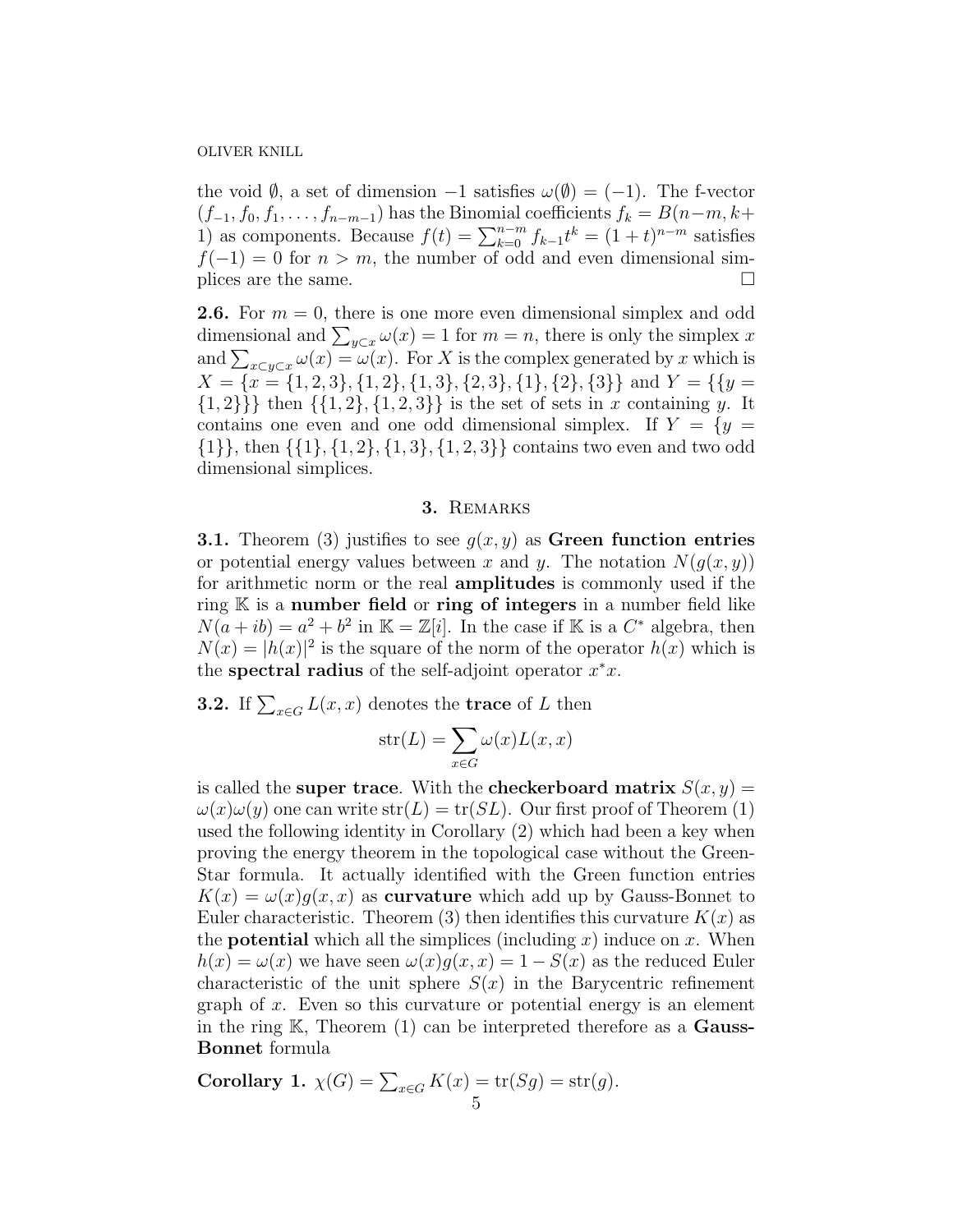the void $\emptyset$, a set of dimension $-1$ satisfies $\omega(\emptyset) = (-1)$. The f-vector $(f_{-1}, f_0, f_1, \dots, f_{n-m-1})$ has the Binomial coefficients $f_k = B(n-m, k+1)$ as components. Because $f(t) = \sum_{k=0}^{n-m} f_{k-1} t^k = (1+t)^{n-m}$ satisfies $f(-1) = 0$ for $n > m$, the number of odd and even dimensional simplices are the same. $\square$

**2.6.** For $m = 0$, there is one more even dimensional simplex and odd dimensional and $\sum_{y \subset x} \omega(x) = 1$ for $m = n$, there is only the simplex $x$ and $\sum_{x \subset y \subset x} \omega(x) = \omega(x)$. For $X$ is the complex generated by $x$ which is $X = \{x = \{1,2,3\}, \{1,2\}, \{1,3\}, \{2,3\}, \{1\}, \{2\}, \{3\}\}$ and $Y = \{\{y = \{1,2\}\}\}$ then $\{\{1,2\}, \{1,2,3\}\}$ is the set of sets in $x$ containing $y$. It contains one even and one odd dimensional simplex. If $Y = \{y = \{1\}\}$, then $\{\{1\}, \{1,2\}, \{1,3\}, \{1,2,3\}\}$ contains two even and two odd dimensional simplices.

## 3. Remarks

**3.1.** Theorem (3) justifies to see $g(x,y)$ as **Green function entries** or potential energy values between $x$ and $y$. The notation $N(g(x,y))$ for arithmetic norm or the real **amplitudes** is commonly used if the ring $\mathbb{K}$ is a **number field** or **ring of integers** in a number field like $N(a+ib) = a^2 + b^2$ in $\mathbb{K} = \mathbb{Z}[i]$. In the case if $\mathbb{K}$ is a $C^*$ algebra, then $N(x) = |h(x)|^2$ is the square of the norm of the operator $h(x)$ which is the **spectral radius** of the self-adjoint operator $x^* x$.

**3.2.** If $\sum_{x \in G} L(x,x)$ denotes the **trace** of $L$ then

$$\operatorname{str}(L) = \sum_{x \in G} \omega(x) L(x,x)$$

is called the **super trace**. With the **checkerboard matrix** $S(x,y) = \omega(x)\omega(y)$ one can write $\operatorname{str}(L) = \operatorname{tr}(SL)$. Our first proof of Theorem (1) used the following identity in Corollary (2) which had been a key when proving the energy theorem in the topological case without the Green-Star formula. It actually identified with the Green function entries $K(x) = \omega(x) g(x,x)$ as **curvature** which add up by Gauss-Bonnet to Euler characteristic. Theorem (3) then identifies this curvature $K(x)$ as the **potential** which all the simplices (including $x$) induce on $x$. When $h(x) = \omega(x)$ we have seen $\omega(x) g(x,x) = 1 - S(x)$ as the reduced Euler characteristic of the unit sphere $S(x)$ in the Barycentric refinement graph of $x$. Even so this curvature or potential energy is an element in the ring $\mathbb{K}$, Theorem (1) can be interpreted therefore as a **Gauss-Bonnet** formula

**Corollary 1.** $\chi(G) = \sum_{x \in G} K(x) = \operatorname{tr}(Sg) = \operatorname{str}(g)$.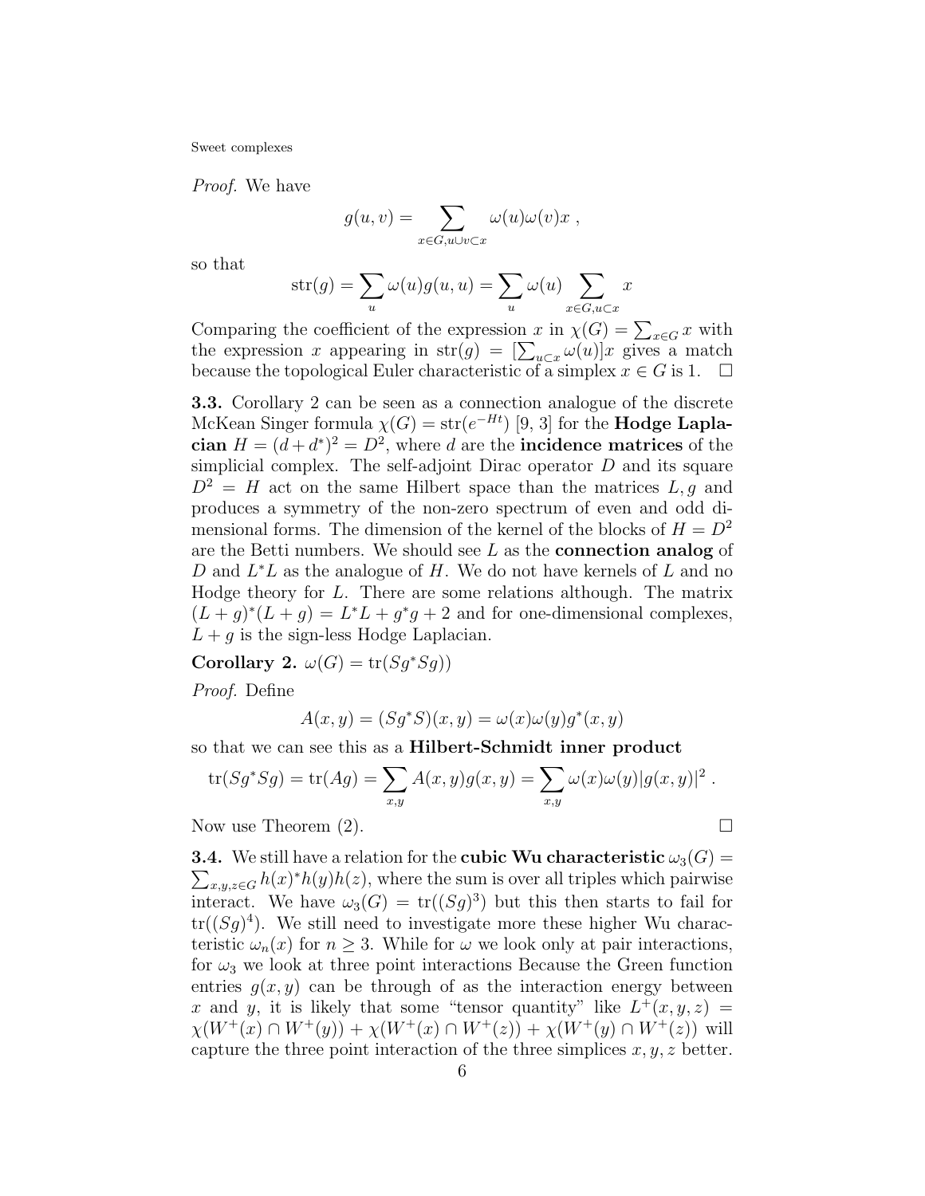*Proof.* We have

$$g(u,v) = \sum_{x \in G, u \cup v \subset x} \omega(u)\omega(v)x ,$$

so that

$$\mathrm{str}(g) = \sum_u \omega(u) g(u,u) = \sum_u \omega(u) \sum_{x \in G, u \subset x} x$$

Comparing the coefficient of the expression $x$ in $\chi(G) = \sum_{x \in G} x$ with the expression $x$ appearing in $\mathrm{str}(g) = [\sum_{u \subset x} \omega(u)]x$ gives a match because the topological Euler characteristic of a simplex $x \in G$ is 1. $\square$

**3.3.** Corollary 2 can be seen as a connection analogue of the discrete McKean Singer formula $\chi(G) = \mathrm{str}(e^{-Ht})$ [9, 3] for the **Hodge Laplacian** $H = (d + d^*)^2 = D^2$, where $d$ are the **incidence matrices** of the simplicial complex. The self-adjoint Dirac operator $D$ and its square $D^2 = H$ act on the same Hilbert space than the matrices $L, g$ and produces a symmetry of the non-zero spectrum of even and odd dimensional forms. The dimension of the kernel of the blocks of $H = D^2$ are the Betti numbers. We should see $L$ as the **connection analog** of $D$ and $L^*L$ as the analogue of $H$. We do not have kernels of $L$ and no Hodge theory for $L$. There are some relations although. The matrix $(L+g)^*(L+g) = L^*L + g^*g + 2$ and for one-dimensional complexes, $L + g$ is the sign-less Hodge Laplacian.

**Corollary 2.** $\omega(G) = \mathrm{tr}(Sg^*Sg))$

*Proof.* Define

$$A(x,y) = (Sg^*S)(x,y) = \omega(x)\omega(y)g^*(x,y)$$

so that we can see this as a **Hilbert-Schmidt inner product**

$$\mathrm{tr}(Sg^*Sg) = \mathrm{tr}(Ag) = \sum_{x,y} A(x,y)g(x,y) = \sum_{x,y} \omega(x)\omega(y)|g(x,y)|^2 .$$

Now use Theorem (2). $\square$

**3.4.** We still have a relation for the **cubic Wu characteristic** $\omega_3(G) = \sum_{x,y,z \in G} h(x)^* h(y) h(z)$, where the sum is over all triples which pairwise interact. We have $\omega_3(G) = \mathrm{tr}((Sg)^3)$ but this then starts to fail for $\mathrm{tr}((Sg)^4)$. We still need to investigate more these higher Wu characteristic $\omega_n(x)$ for $n \geq 3$. While for $\omega$ we look only at pair interactions, for $\omega_3$ we look at three point interactions Because the Green function entries $g(x,y)$ can be through of as the interaction energy between $x$ and $y$, it is likely that some "tensor quantity" like $L^+(x,y,z) = \chi(W^+(x) \cap W^+(y)) + \chi(W^+(x) \cap W^+(z)) + \chi(W^+(y) \cap W^+(z))$ will capture the three point interaction of the three simplices $x, y, z$ better.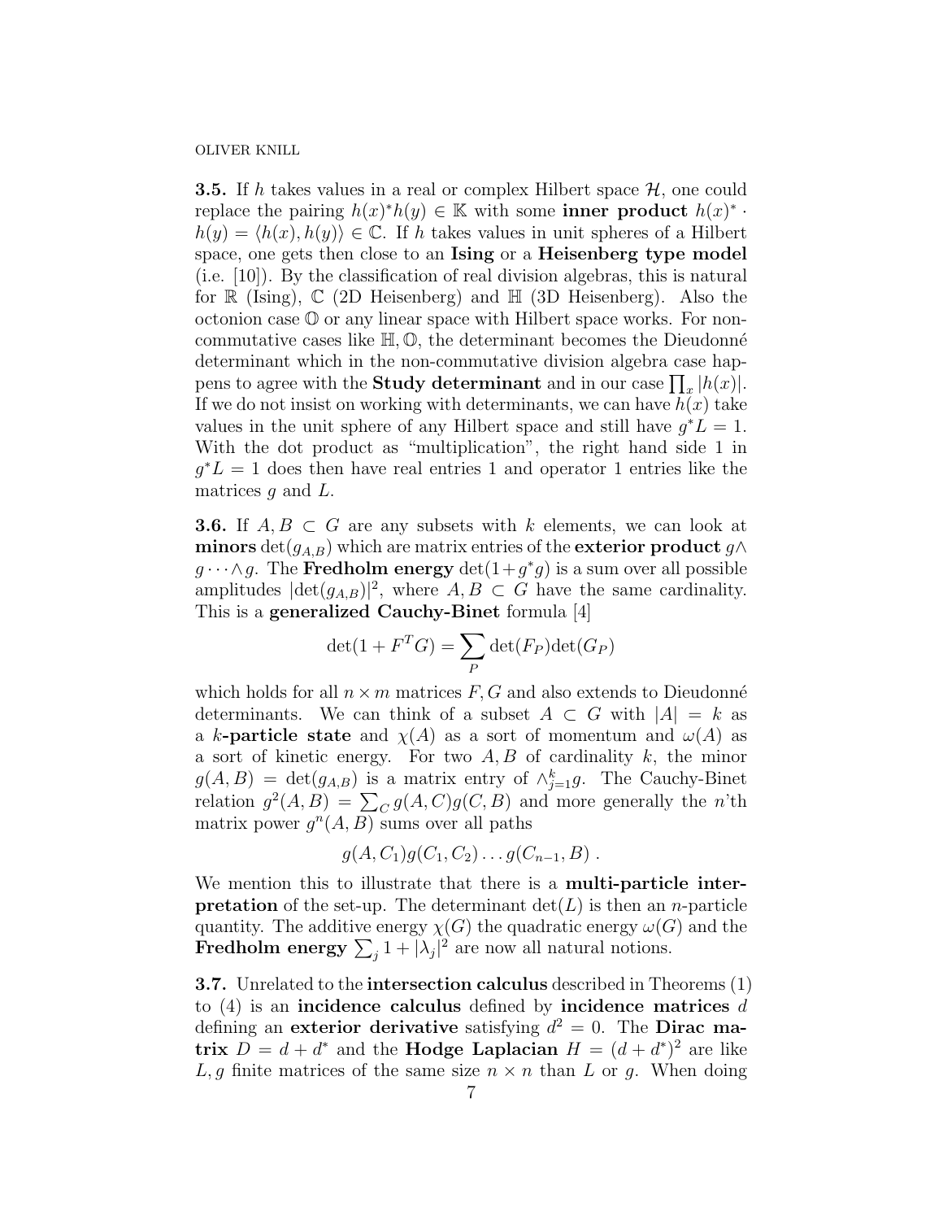**3.5.** If $h$ takes values in a real or complex Hilbert space $\mathcal{H}$, one could replace the pairing $h(x)^*h(y) \in \mathbb{K}$ with some **inner product** $h(x)^* \cdot h(y) = \langle h(x), h(y) \rangle \in \mathbb{C}$. If $h$ takes values in unit spheres of a Hilbert space, one gets then close to an **Ising** or a **Heisenberg type model** (i.e. [10]). By the classification of real division algebras, this is natural for $\mathbb{R}$ (Ising), $\mathbb{C}$ (2D Heisenberg) and $\mathbb{H}$ (3D Heisenberg). Also the octonion case $\mathbb{O}$ or any linear space with Hilbert space works. For non-commutative cases like $\mathbb{H}, \mathbb{O}$, the determinant becomes the Dieudonné determinant which in the non-commutative division algebra case happens to agree with the **Study determinant** and in our case $\prod_x |h(x)|$. If we do not insist on working with determinants, we can have $h(x)$ take values in the unit sphere of any Hilbert space and still have $g^*L = 1$. With the dot product as "multiplication", the right hand side 1 in $g^*L = 1$ does then have real entries 1 and operator 1 entries like the matrices $g$ and $L$.

**3.6.** If $A, B \subset G$ are any subsets with $k$ elements, we can look at **minors** $\det(g_{A,B})$ which are matrix entries of the **exterior product** $g \wedge g \cdots \wedge g$. The **Fredholm energy** $\det(1+g^*g)$ is a sum over all possible amplitudes $|\det(g_{A,B})|^2$, where $A, B \subset G$ have the same cardinality. This is a **generalized Cauchy-Binet** formula [4]

$$\det(1 + F^T G) = \sum_P \det(F_P)\det(G_P)$$

which holds for all $n \times m$ matrices $F, G$ and also extends to Dieudonné determinants. We can think of a subset $A \subset G$ with $|A| = k$ as a $k$**-particle state** and $\chi(A)$ as a sort of momentum and $\omega(A)$ as a sort of kinetic energy. For two $A, B$ of cardinality $k$, the minor $g(A, B) = \det(g_{A,B})$ is a matrix entry of $\wedge_{j=1}^k g$. The Cauchy-Binet relation $g^2(A, B) = \sum_C g(A, C)g(C, B)$ and more generally the $n$'th matrix power $g^n(A, B)$ sums over all paths

$$g(A, C_1)g(C_1, C_2) \dots g(C_{n-1}, B) .$$

We mention this to illustrate that there is a **multi-particle interpretation** of the set-up. The determinant $\det(L)$ is then an $n$-particle quantity. The additive energy $\chi(G)$ the quadratic energy $\omega(G)$ and the **Fredholm energy** $\sum_j 1 + |\lambda_j|^2$ are now all natural notions.

**3.7.** Unrelated to the **intersection calculus** described in Theorems (1) to (4) is an **incidence calculus** defined by **incidence matrices** $d$ defining an **exterior derivative** satisfying $d^2 = 0$. The **Dirac matrix** $D = d + d^*$ and the **Hodge Laplacian** $H = (d + d^*)^2$ are like $L, g$ finite matrices of the same size $n \times n$ than $L$ or $g$. When doing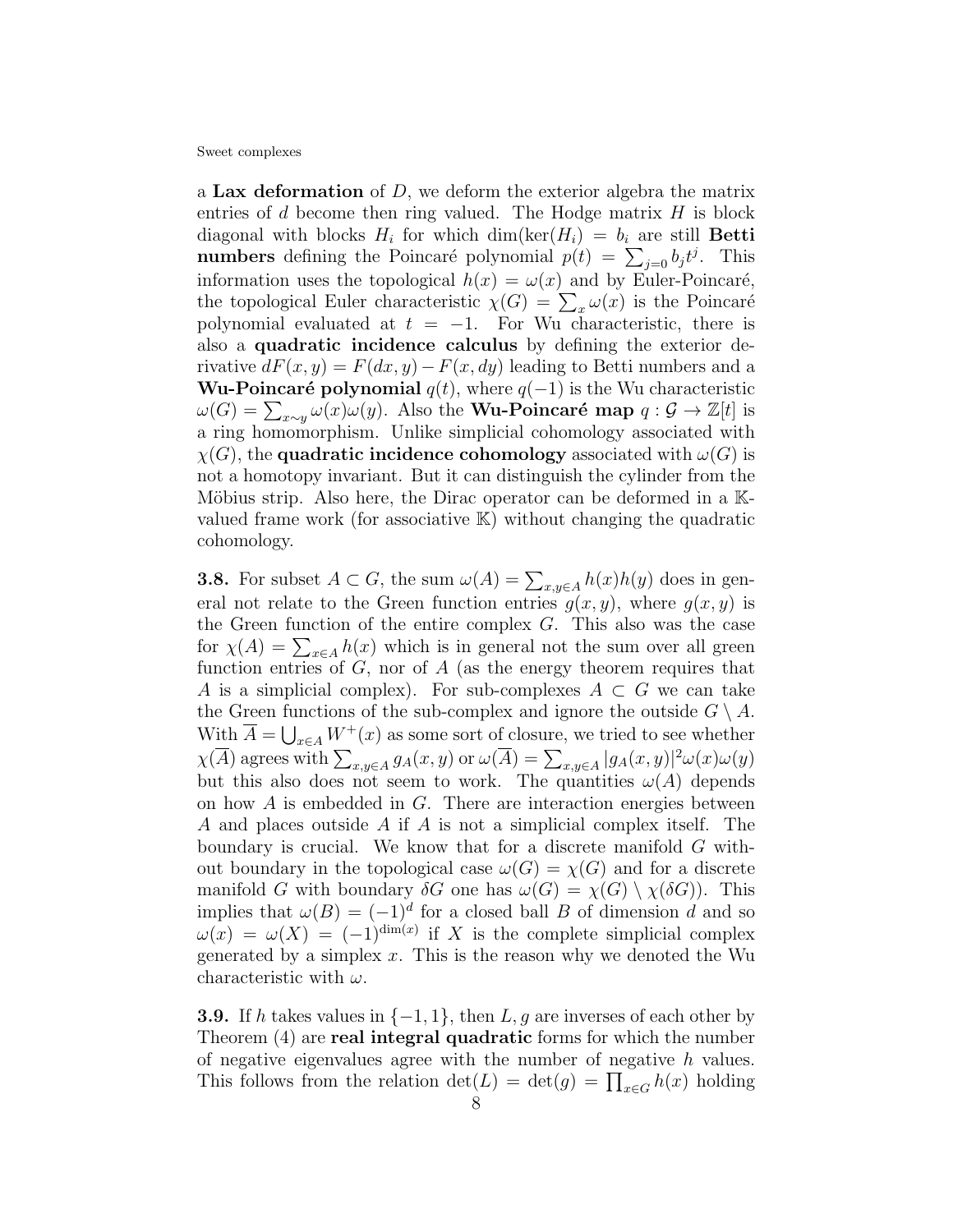a **Lax deformation** of $D$, we deform the exterior algebra the matrix entries of $d$ become then ring valued. The Hodge matrix $H$ is block diagonal with blocks $H_i$ for which $\dim(\ker(H_i)) = b_i$ are still **Betti numbers** defining the Poincaré polynomial $p(t) = \sum_{j=0} b_j t^j$. This information uses the topological $h(x) = \omega(x)$ and by Euler-Poincaré, the topological Euler characteristic $\chi(G) = \sum_x \omega(x)$ is the Poincaré polynomial evaluated at $t = -1$. For Wu characteristic, there is also a **quadratic incidence calculus** by defining the exterior derivative $dF(x,y) = F(dx,y) - F(x,dy)$ leading to Betti numbers and a **Wu-Poincaré polynomial** $q(t)$, where $q(-1)$ is the Wu characteristic $\omega(G) = \sum_{x \sim y} \omega(x)\omega(y)$. Also the **Wu-Poincaré map** $q : \mathcal{G} \to \mathbb{Z}[t]$ is a ring homomorphism. Unlike simplicial cohomology associated with $\chi(G)$, the **quadratic incidence cohomology** associated with $\omega(G)$ is not a homotopy invariant. But it can distinguish the cylinder from the Möbius strip. Also here, the Dirac operator can be deformed in a $\mathbb{K}$-valued frame work (for associative $\mathbb{K}$) without changing the quadratic cohomology.

**3.8.** For subset $A \subset G$, the sum $\omega(A) = \sum_{x,y \in A} h(x)h(y)$ does in general not relate to the Green function entries $g(x,y)$, where $g(x,y)$ is the Green function of the entire complex $G$. This also was the case for $\chi(A) = \sum_{x \in A} h(x)$ which is in general not the sum over all green function entries of $G$, nor of $A$ (as the energy theorem requires that $A$ is a simplicial complex). For sub-complexes $A \subset G$ we can take the Green functions of the sub-complex and ignore the outside $G \setminus A$. With $\overline{A} = \bigcup_{x \in A} W^+(x)$ as some sort of closure, we tried to see whether $\chi(\overline{A})$ agrees with $\sum_{x,y \in A} g_A(x,y)$ or $\omega(\overline{A}) = \sum_{x,y \in A} |g_A(x,y)|^2 \omega(x)\omega(y)$ but this also does not seem to work. The quantities $\omega(A)$ depends on how $A$ is embedded in $G$. There are interaction energies between $A$ and places outside $A$ if $A$ is not a simplicial complex itself. The boundary is crucial. We know that for a discrete manifold $G$ without boundary in the topological case $\omega(G) = \chi(G)$ and for a discrete manifold $G$ with boundary $\delta G$ one has $\omega(G) = \chi(G) \setminus \chi(\delta G))$. This implies that $\omega(B) = (-1)^d$ for a closed ball $B$ of dimension $d$ and so $\omega(x) = \omega(X) = (-1)^{\dim(x)}$ if $X$ is the complete simplicial complex generated by a simplex $x$. This is the reason why we denoted the Wu characteristic with $\omega$.

**3.9.** If $h$ takes values in $\{-1, 1\}$, then $L, g$ are inverses of each other by Theorem (4) are **real integral quadratic** forms for which the number of negative eigenvalues agree with the number of negative $h$ values. This follows from the relation $\det(L) = \det(g) = \prod_{x \in G} h(x)$ holding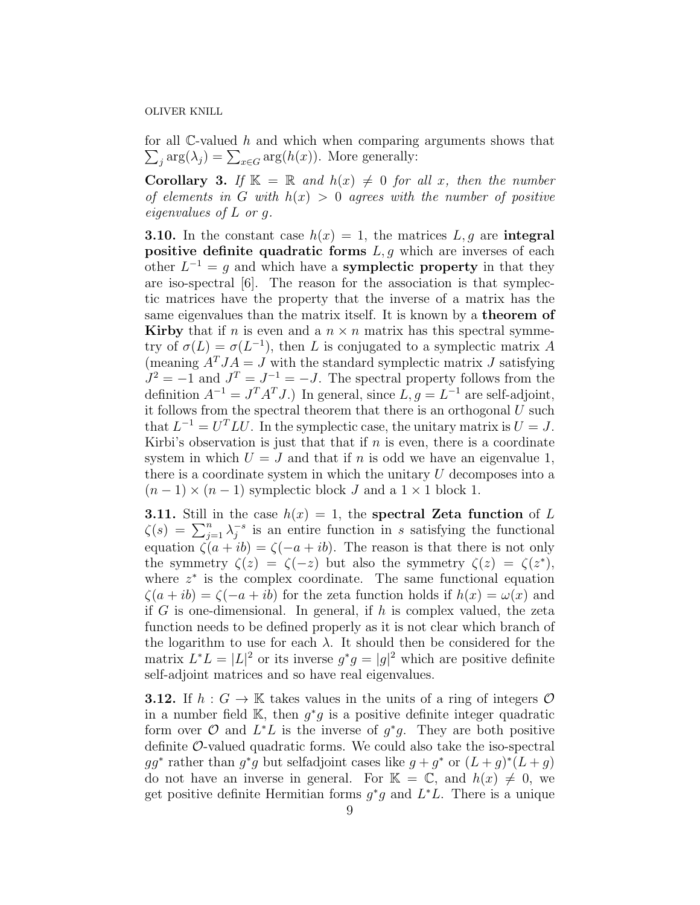for all $\mathbb{C}$-valued $h$ and which when comparing arguments shows that $\sum_j \arg(\lambda_j) = \sum_{x \in G} \arg(h(x))$. More generally:

**Corollary 3.** *If $\mathbb{K} = \mathbb{R}$ and $h(x) \neq 0$ for all $x$, then the number of elements in $G$ with $h(x) > 0$ agrees with the number of positive eigenvalues of $L$ or $g$.*

**3.10.** In the constant case $h(x) = 1$, the matrices $L, g$ are **integral positive definite quadratic forms** $L, g$ which are inverses of each other $L^{-1} = g$ and which have a **symplectic property** in that they are iso-spectral [6]. The reason for the association is that symplectic matrices have the property that the inverse of a matrix has the same eigenvalues than the matrix itself. It is known by a **theorem of Kirby** that if $n$ is even and a $n \times n$ matrix has this spectral symmetry of $\sigma(L) = \sigma(L^{-1})$, then $L$ is conjugated to a symplectic matrix $A$ (meaning $A^T J A = J$ with the standard symplectic matrix $J$ satisfying $J^2 = -1$ and $J^T = J^{-1} = -J$. The spectral property follows from the definition $A^{-1} = J^T A^T J$.) In general, since $L, g = L^{-1}$ are self-adjoint, it follows from the spectral theorem that there is an orthogonal $U$ such that $L^{-1} = U^T L U$. In the symplectic case, the unitary matrix is $U = J$. Kirbi's observation is just that that if $n$ is even, there is a coordinate system in which $U = J$ and that if $n$ is odd we have an eigenvalue 1, there is a coordinate system in which the unitary $U$ decomposes into a $(n-1) \times (n-1)$ symplectic block $J$ and a $1 \times 1$ block 1.

**3.11.** Still in the case $h(x) = 1$, the **spectral Zeta function** of $L$ $\zeta(s) = \sum_{j=1}^{n} \lambda_j^{-s}$ is an entire function in $s$ satisfying the functional equation $\zeta(a + ib) = \zeta(-a + ib)$. The reason is that there is not only the symmetry $\zeta(z) = \zeta(-z)$ but also the symmetry $\zeta(z) = \zeta(z^*)$, where $z^*$ is the complex coordinate. The same functional equation $\zeta(a + ib) = \zeta(-a + ib)$ for the zeta function holds if $h(x) = \omega(x)$ and if $G$ is one-dimensional. In general, if $h$ is complex valued, the zeta function needs to be defined properly as it is not clear which branch of the logarithm to use for each $\lambda$. It should then be considered for the matrix $L^* L = |L|^2$ or its inverse $g^* g = |g|^2$ which are positive definite self-adjoint matrices and so have real eigenvalues.

**3.12.** If $h : G \to \mathbb{K}$ takes values in the units of a ring of integers $\mathcal{O}$ in a number field $\mathbb{K}$, then $g^* g$ is a positive definite integer quadratic form over $\mathcal{O}$ and $L^* L$ is the inverse of $g^* g$. They are both positive definite $\mathcal{O}$-valued quadratic forms. We could also take the iso-spectral $g g^*$ rather than $g^* g$ but selfadjoint cases like $g + g^*$ or $(L + g)^*(L + g)$ do not have an inverse in general. For $\mathbb{K} = \mathbb{C}$, and $h(x) \neq 0$, we get positive definite Hermitian forms $g^* g$ and $L^* L$. There is a unique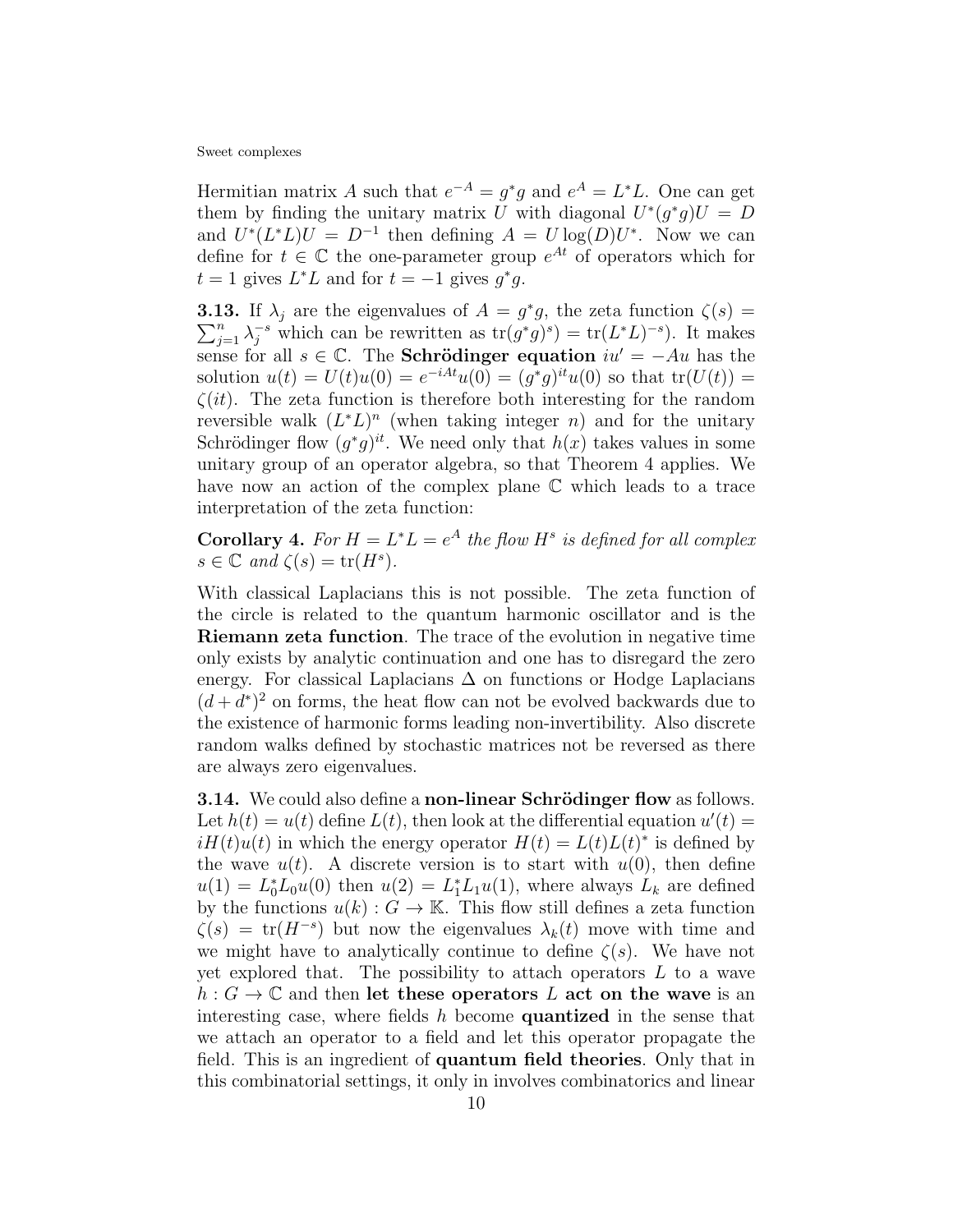Hermitian matrix $A$ such that $e^{-A} = g^*g$ and $e^A = L^*L$. One can get them by finding the unitary matrix $U$ with diagonal $U^*(g^*g)U = D$ and $U^*(L^*L)U = D^{-1}$ then defining $A = U\log(D)U^*$. Now we can define for $t \in \mathbb{C}$ the one-parameter group $e^{At}$ of operators which for $t = 1$ gives $L^*L$ and for $t = -1$ gives $g^*g$.

**3.13.** If $\lambda_j$ are the eigenvalues of $A = g^*g$, the zeta function $\zeta(s) = \sum_{j=1}^n \lambda_j^{-s}$ which can be rewritten as $\text{tr}(g^*g)^s) = \text{tr}(L^*L)^{-s})$. It makes sense for all $s \in \mathbb{C}$. The **Schrödinger equation** $iu' = -Au$ has the solution $u(t) = U(t)u(0) = e^{-iAt}u(0) = (g^*g)^{it}u(0)$ so that $\text{tr}(U(t)) = \zeta(it)$. The zeta function is therefore both interesting for the random reversible walk $(L^*L)^n$ (when taking integer $n$) and for the unitary Schrödinger flow $(g^*g)^{it}$. We need only that $h(x)$ takes values in some unitary group of an operator algebra, so that Theorem 4 applies. We have now an action of the complex plane $\mathbb{C}$ which leads to a trace interpretation of the zeta function:

**Corollary 4.** *For $H = L^*L = e^A$ the flow $H^s$ is defined for all complex $s \in \mathbb{C}$ and $\zeta(s) = \text{tr}(H^s)$.*

With classical Laplacians this is not possible. The zeta function of the circle is related to the quantum harmonic oscillator and is the **Riemann zeta function**. The trace of the evolution in negative time only exists by analytic continuation and one has to disregard the zero energy. For classical Laplacians $\Delta$ on functions or Hodge Laplacians $(d + d^*)^2$ on forms, the heat flow can not be evolved backwards due to the existence of harmonic forms leading non-invertibility. Also discrete random walks defined by stochastic matrices not be reversed as there are always zero eigenvalues.

**3.14.** We could also define a **non-linear Schrödinger flow** as follows. Let $h(t) = u(t)$ define $L(t)$, then look at the differential equation $u'(t) = iH(t)u(t)$ in which the energy operator $H(t) = L(t)L(t)^*$ is defined by the wave $u(t)$. A discrete version is to start with $u(0)$, then define $u(1) = L_0^*L_0u(0)$ then $u(2) = L_1^*L_1u(1)$, where always $L_k$ are defined by the functions $u(k) : G \to \mathbb{K}$. This flow still defines a zeta function $\zeta(s) = \text{tr}(H^{-s})$ but now the eigenvalues $\lambda_k(t)$ move with time and we might have to analytically continue to define $\zeta(s)$. We have not yet explored that. The possibility to attach operators $L$ to a wave $h : G \to \mathbb{C}$ and then **let these operators** $L$ **act on the wave** is an interesting case, where fields $h$ become **quantized** in the sense that we attach an operator to a field and let this operator propagate the field. This is an ingredient of **quantum field theories**. Only that in this combinatorial settings, it only in involves combinatorics and linear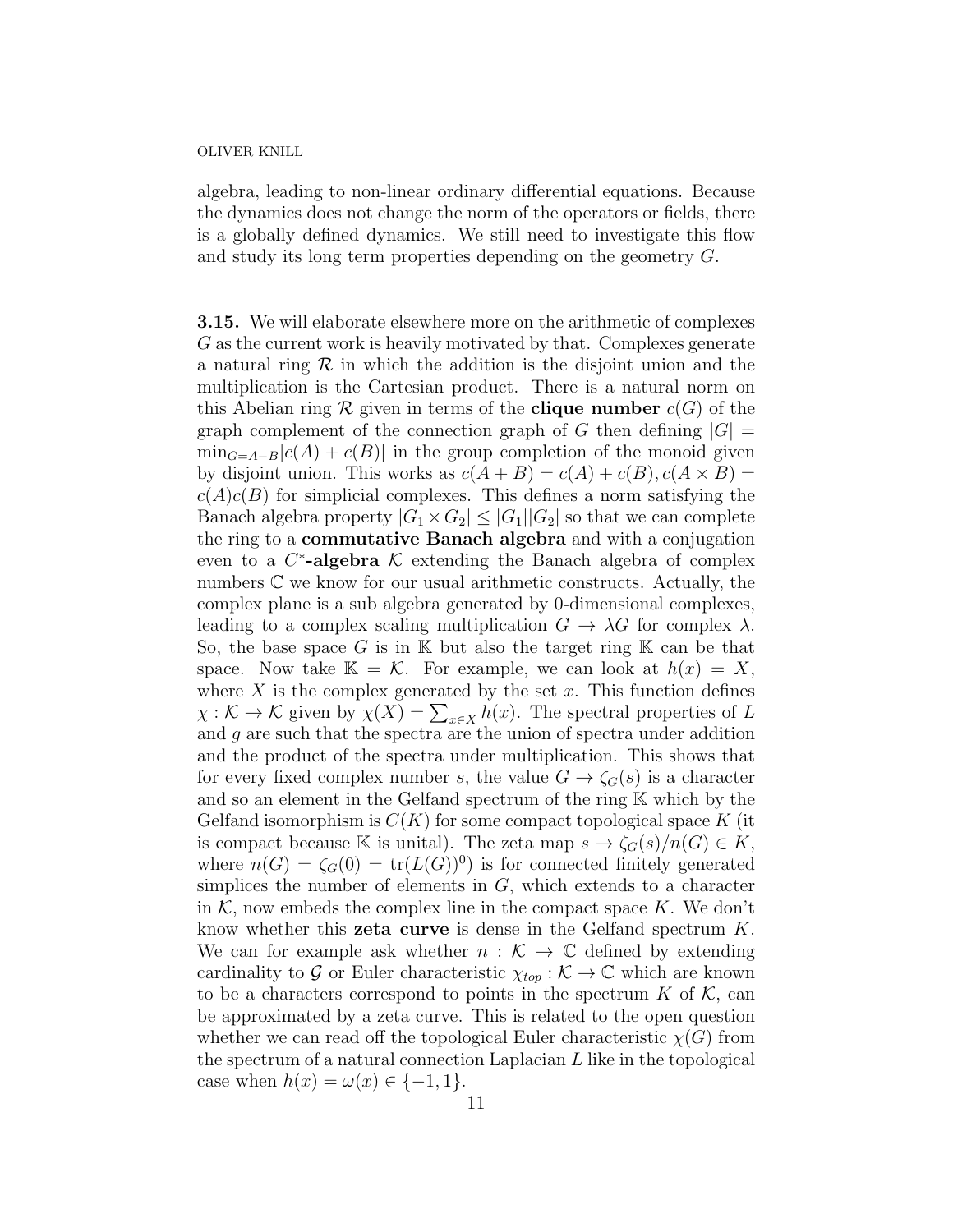algebra, leading to non-linear ordinary differential equations. Because the dynamics does not change the norm of the operators or fields, there is a globally defined dynamics. We still need to investigate this flow and study its long term properties depending on the geometry $G$.

**3.15.** We will elaborate elsewhere more on the arithmetic of complexes $G$ as the current work is heavily motivated by that. Complexes generate a natural ring $\mathcal{R}$ in which the addition is the disjoint union and the multiplication is the Cartesian product. There is a natural norm on this Abelian ring $\mathcal{R}$ given in terms of the **clique number** $c(G)$ of the graph complement of the connection graph of $G$ then defining $|G| = \min_{G=A-B}|c(A)+c(B)|$ in the group completion of the monoid given by disjoint union. This works as $c(A+B) = c(A)+c(B), c(A \times B) = c(A)c(B)$ for simplicial complexes. This defines a norm satisfying the Banach algebra property $|G_1 \times G_2| \leq |G_1||G_2|$ so that we can complete the ring to a **commutative Banach algebra** and with a conjugation even to a **$C^*$-algebra** $\mathcal{K}$ extending the Banach algebra of complex numbers $\mathbb{C}$ we know for our usual arithmetic constructs. Actually, the complex plane is a sub algebra generated by 0-dimensional complexes, leading to a complex scaling multiplication $G \to \lambda G$ for complex $\lambda$. So, the base space $G$ is in $\mathbb{K}$ but also the target ring $\mathbb{K}$ can be that space. Now take $\mathbb{K} = \mathcal{K}$. For example, we can look at $h(x) = X$, where $X$ is the complex generated by the set $x$. This function defines $\chi : \mathcal{K} \to \mathcal{K}$ given by $\chi(X) = \sum_{x \in X} h(x)$. The spectral properties of $L$ and $g$ are such that the spectra are the union of spectra under addition and the product of the spectra under multiplication. This shows that for every fixed complex number $s$, the value $G \to \zeta_G(s)$ is a character and so an element in the Gelfand spectrum of the ring $\mathbb{K}$ which by the Gelfand isomorphism is $C(K)$ for some compact topological space $K$ (it is compact because $\mathbb{K}$ is unital). The zeta map $s \to \zeta_G(s)/n(G) \in K$, where $n(G) = \zeta_G(0) = \mathrm{tr}(L(G))^0)$ is for connected finitely generated simplices the number of elements in $G$, which extends to a character in $\mathcal{K}$, now embeds the complex line in the compact space $K$. We don't know whether this **zeta curve** is dense in the Gelfand spectrum $K$. We can for example ask whether $n : \mathcal{K} \to \mathbb{C}$ defined by extending cardinality to $\mathcal{G}$ or Euler characteristic $\chi_{top} : \mathcal{K} \to \mathbb{C}$ which are known to be a characters correspond to points in the spectrum $K$ of $\mathcal{K}$, can be approximated by a zeta curve. This is related to the open question whether we can read off the topological Euler characteristic $\chi(G)$ from the spectrum of a natural connection Laplacian $L$ like in the topological case when $h(x) = \omega(x) \in \{-1, 1\}$.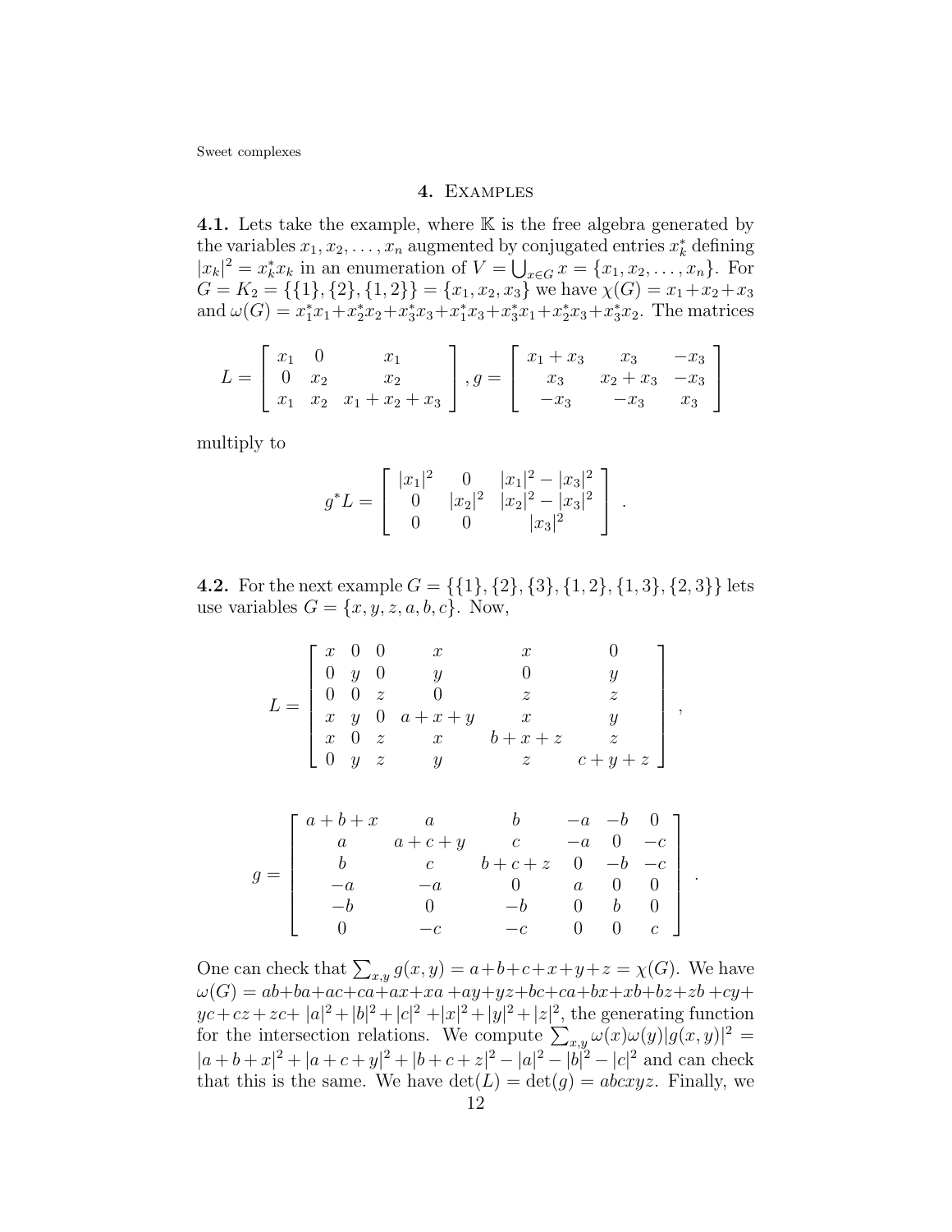## 4. Examples

**4.1.** Lets take the example, where $\mathbb{K}$ is the free algebra generated by the variables $x_1, x_2, \dots, x_n$ augmented by conjugated entries $x_k^*$ defining $|x_k|^2 = x_k^* x_k$ in an enumeration of $V = \bigcup_{x \in G} x = \{x_1, x_2, \dots, x_n\}$. For $G = K_2 = \{\{1\},\{2\},\{1,2\}\} = \{x_1, x_2, x_3\}$ we have $\chi(G) = x_1 + x_2 + x_3$ and $\omega(G) = x_1^* x_1 + x_2^* x_2 + x_3^* x_3 + x_1^* x_3 + x_3^* x_1 + x_2^* x_3 + x_3^* x_2$. The matrices

$$L = \begin{bmatrix} x_1 & 0 & x_1 \\ 0 & x_2 & x_2 \\ x_1 & x_2 & x_1 + x_2 + x_3 \end{bmatrix}, g = \begin{bmatrix} x_1 + x_3 & x_3 & -x_3 \\ x_3 & x_2 + x_3 & -x_3 \\ -x_3 & -x_3 & x_3 \end{bmatrix}$$

multiply to

$$g^* L = \begin{bmatrix} |x_1|^2 & 0 & |x_1|^2 - |x_3|^2 \\ 0 & |x_2|^2 & |x_2|^2 - |x_3|^2 \\ 0 & 0 & |x_3|^2 \end{bmatrix} .$$

**4.2.** For the next example $G = \{\{1\},\{2\},\{3\},\{1,2\},\{1,3\},\{2,3\}\}$ lets use variables $G = \{x, y, z, a, b, c\}$. Now,

$$L = \begin{bmatrix} x & 0 & 0 & x & x & 0 \\ 0 & y & 0 & y & 0 & y \\ 0 & 0 & z & 0 & z & z \\ x & y & 0 & a + x + y & x & y \\ x & 0 & z & x & b + x + z & z \\ 0 & y & z & y & z & c + y + z \end{bmatrix} ,$$

$$g = \begin{bmatrix} a + b + x & a & b & -a & -b & 0 \\ a & a + c + y & c & -a & 0 & -c \\ b & c & b + c + z & 0 & -b & -c \\ -a & -a & 0 & a & 0 & 0 \\ -b & 0 & -b & 0 & b & 0 \\ 0 & -c & -c & 0 & 0 & c \end{bmatrix} .$$

One can check that $\sum_{x,y} g(x,y) = a + b + c + x + y + z = \chi(G)$. We have $\omega(G) = ab + ba + ac + ca + ax + xa + ay + yz + bc + ca + bx + xb + bz + zb + cy + yc + cz + zc + |a|^2 + |b|^2 + |c|^2 + |x|^2 + |y|^2 + |z|^2$, the generating function for the intersection relations. We compute $\sum_{x,y} \omega(x)\omega(y)|g(x,y)|^2 = |a + b + x|^2 + |a + c + y|^2 + |b + c + z|^2 - |a|^2 - |b|^2 - |c|^2$ and can check that this is the same. We have $\det(L) = \det(g) = abcxyz$. Finally, we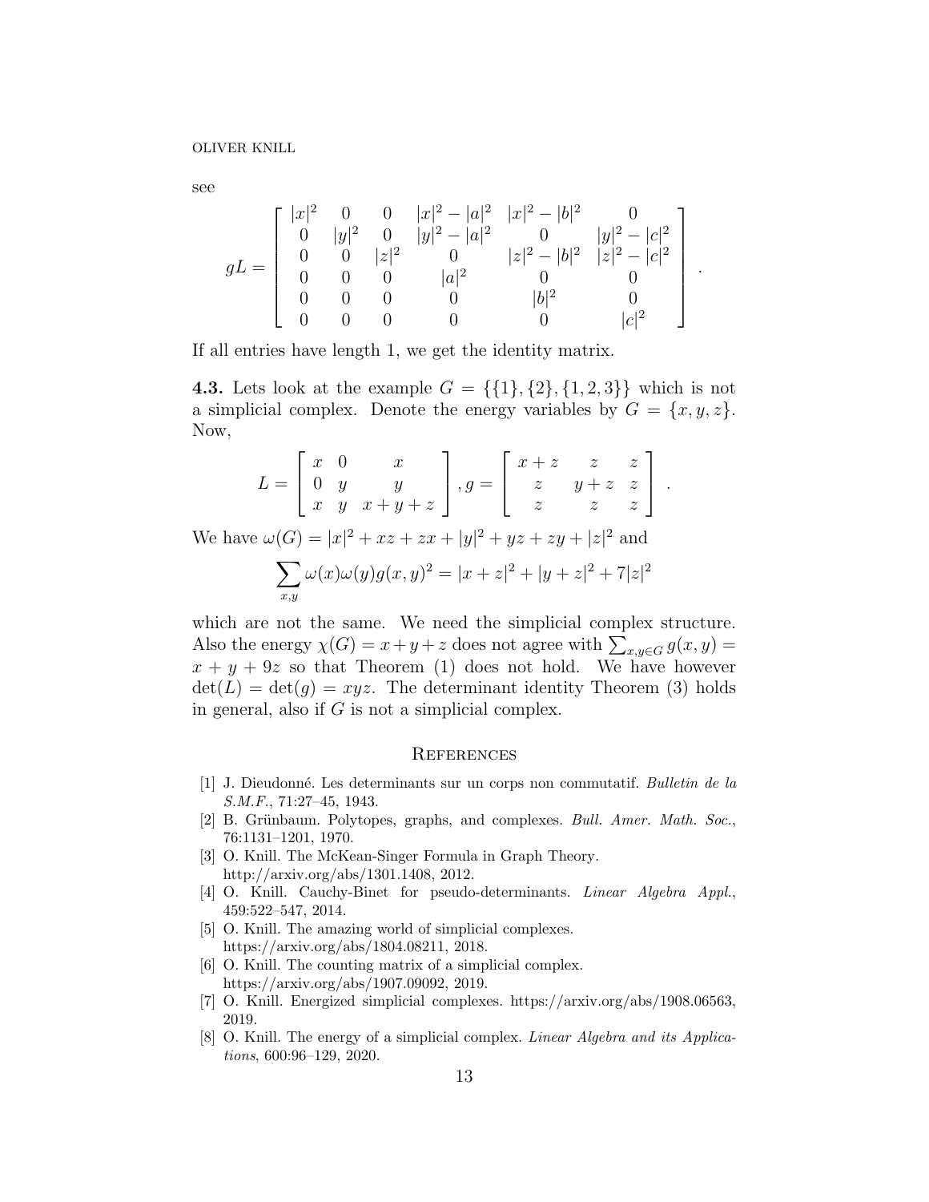see

$$
gL = \begin{bmatrix} |x|^2 & 0 & 0 & |x|^2-|a|^2 & |x|^2-|b|^2 & 0 \\ 0 & |y|^2 & 0 & |y|^2-|a|^2 & 0 & |y|^2-|c|^2 \\ 0 & 0 & |z|^2 & 0 & |z|^2-|b|^2 & |z|^2-|c|^2 \\ 0 & 0 & 0 & |a|^2 & 0 & 0 \\ 0 & 0 & 0 & 0 & |b|^2 & 0 \\ 0 & 0 & 0 & 0 & 0 & |c|^2 \end{bmatrix} .
$$

If all entries have length 1, we get the identity matrix.

**4.3.** Lets look at the example $G = \{\{1\},\{2\},\{1,2,3\}\}$ which is not a simplicial complex. Denote the energy variables by $G = \{x, y, z\}$. Now,

$$
L = \begin{bmatrix} x & 0 & x \\ 0 & y & y \\ x & y & x+y+z \end{bmatrix}, g = \begin{bmatrix} x+z & z & z \\ z & y+z & z \\ z & z & z \end{bmatrix} .
$$

We have $\omega(G) = |x|^2 + xz + zx + |y|^2 + yz + zy + |z|^2$ and

$$
\sum_{x,y} \omega(x)\omega(y)g(x,y)^2 = |x+z|^2 + |y+z|^2 + 7|z|^2
$$

which are not the same. We need the simplicial complex structure. Also the energy $\chi(G) = x+y+z$ does not agree with $\sum_{x,y \in G} g(x,y) = x + y + 9z$ so that Theorem (1) does not hold. We have however $\det(L) = \det(g) = xyz$. The determinant identity Theorem (3) holds in general, also if $G$ is not a simplicial complex.

## References

[1] J. Dieudonné. Les determinants sur un corps non commutatif. *Bulletin de la S.M.F.*, 71:27–45, 1943.

[2] B. Grünbaum. Polytopes, graphs, and complexes. *Bull. Amer. Math. Soc.*, 76:1131–1201, 1970.

[3] O. Knill. The McKean-Singer Formula in Graph Theory. http://arxiv.org/abs/1301.1408, 2012.

[4] O. Knill. Cauchy-Binet for pseudo-determinants. *Linear Algebra Appl.*, 459:522–547, 2014.

[5] O. Knill. The amazing world of simplicial complexes. https://arxiv.org/abs/1804.08211, 2018.

[6] O. Knill. The counting matrix of a simplicial complex. https://arxiv.org/abs/1907.09092, 2019.

[7] O. Knill. Energized simplicial complexes. https://arxiv.org/abs/1908.06563, 2019.

[8] O. Knill. The energy of a simplicial complex. *Linear Algebra and its Applications*, 600:96–129, 2020.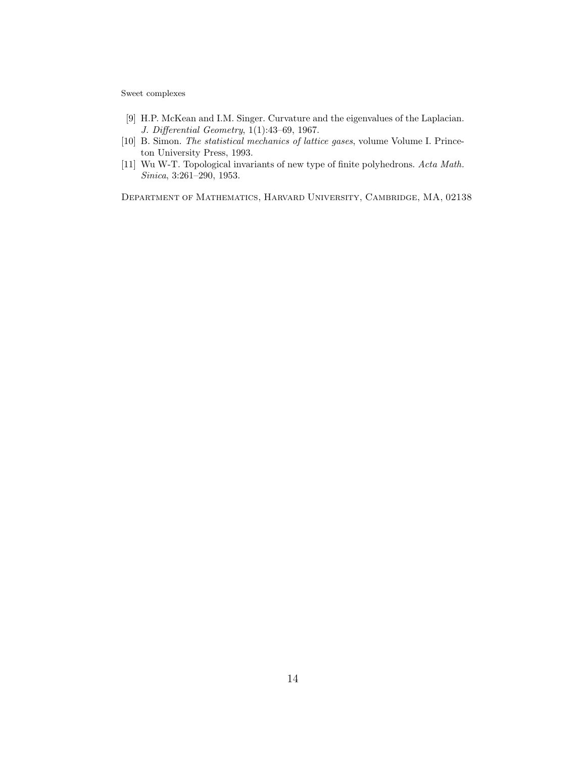[9] H.P. McKean and I.M. Singer. Curvature and the eigenvalues of the Laplacian. *J. Differential Geometry*, 1(1):43–69, 1967.

[10] B. Simon. *The statistical mechanics of lattice gases*, volume Volume I. Princeton University Press, 1993.

[11] Wu W-T. Topological invariants of new type of finite polyhedrons. *Acta Math. Sinica*, 3:261–290, 1953.

Department of Mathematics, Harvard University, Cambridge, MA, 02138